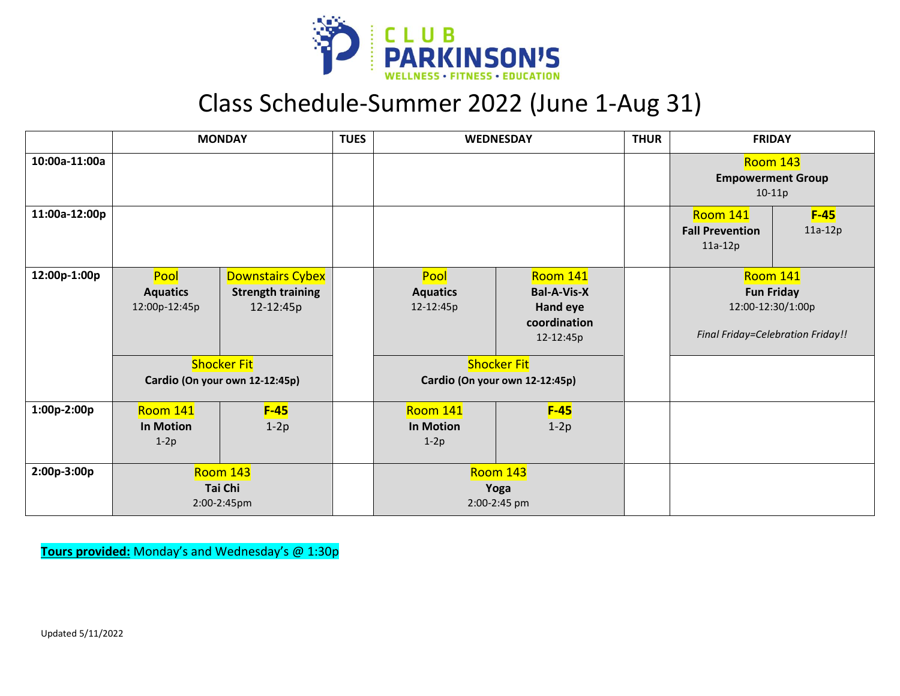CLUB PARKINSON'S

WELLNESS • FITNESS • EDUCATION

# Class Schedule-Summer 2022 (June 1-Aug 31)

| | MONDAY | | TUES | WEDNESDAY | | THUR | FRIDAY | |
|---|---|---|---|---|---|---|---|---|
| **10:00a-11:00a** | | | | | | | Room 143 **Empowerment Group** 10-11p | |
| **11:00a-12:00p** | | | | | | | Room 141 **Fall Prevention** 11a-12p | **F-45** 11a-12p |
| **12:00p-1:00p** | Pool **Aquatics** 12:00p-12:45p | Downstairs Cybex **Strength training** 12-12:45p | | Pool **Aquatics** 12-12:45p | Room 141 **Bal-A-Vis-X Hand eye coordination** 12-12:45p | | Room 141 **Fun Friday** 12:00-12:30/1:00p *Final Friday=Celebration Friday!!* | |
| | Shocker Fit **Cardio (On your own 12-12:45p)** | | | Shocker Fit **Cardio (On your own 12-12:45p)** | | | | |
| **1:00p-2:00p** | Room 141 **In Motion** 1-2p | **F-45** 1-2p | | Room 141 **In Motion** 1-2p | **F-45** 1-2p | | | |
| **2:00p-3:00p** | Room 143 **Tai Chi** 2:00-2:45pm | | | Room 143 **Yoga** 2:00-2:45 pm | | | | |

**Tours provided:** Monday's and Wednesday's @ 1:30p

Updated 5/11/2022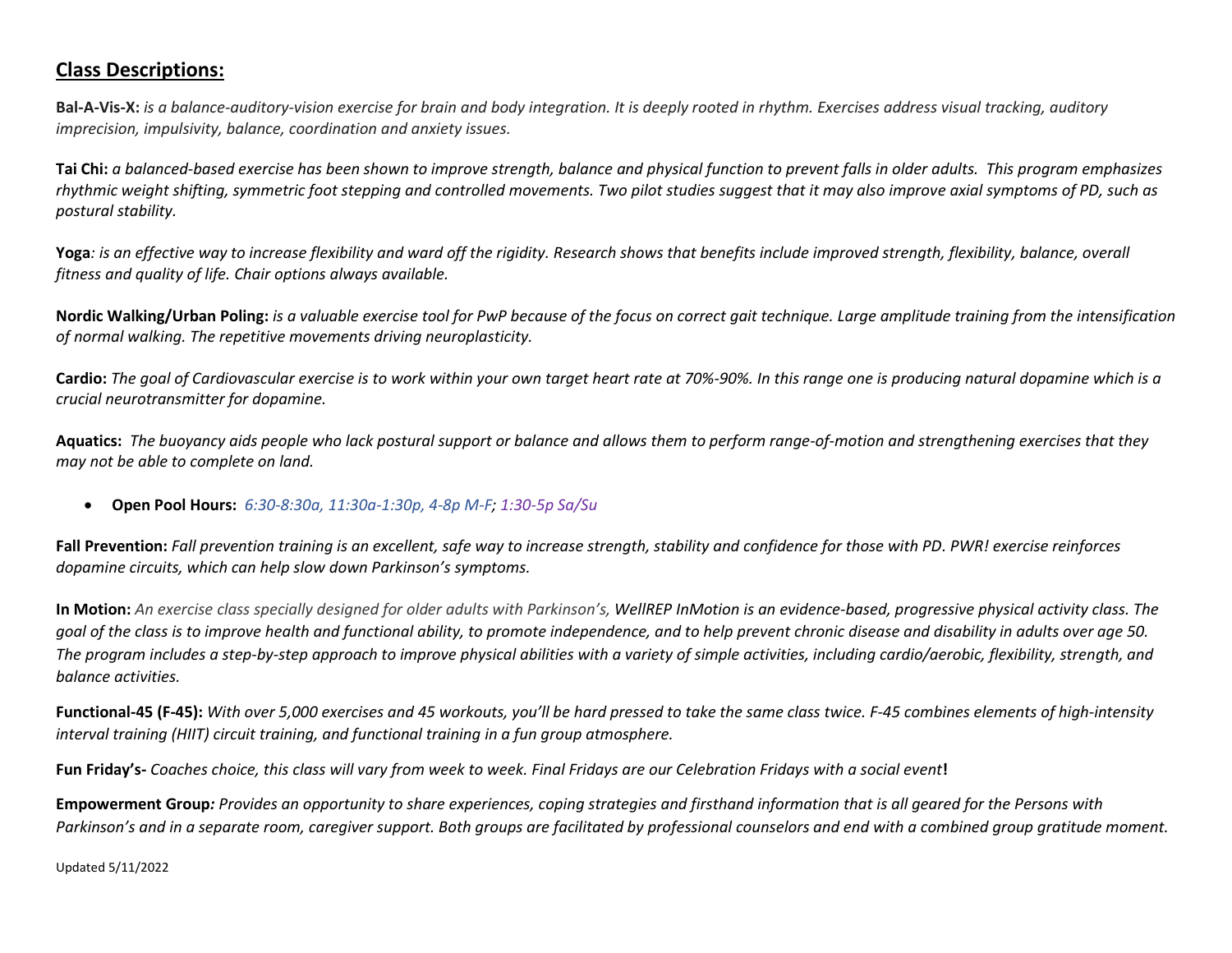## Class Descriptions:

**Bal-A-Vis-X:** *is a balance-auditory-vision exercise for brain and body integration. It is deeply rooted in rhythm. Exercises address visual tracking, auditory imprecision, impulsivity, balance, coordination and anxiety issues.*

**Tai Chi:** *a balanced-based exercise has been shown to improve strength, balance and physical function to prevent falls in older adults. This program emphasizes rhythmic weight shifting, symmetric foot stepping and controlled movements. Two pilot studies suggest that it may also improve axial symptoms of PD, such as postural stability.*

**Yoga***: is an effective way to increase flexibility and ward off the rigidity. Research shows that benefits include improved strength, flexibility, balance, overall fitness and quality of life. Chair options always available.*

**Nordic Walking/Urban Poling:** *is a valuable exercise tool for PwP because of the focus on correct gait technique. Large amplitude training from the intensification of normal walking. The repetitive movements driving neuroplasticity.*

**Cardio:** *The goal of Cardiovascular exercise is to work within your own target heart rate at 70%-90%. In this range one is producing natural dopamine which is a crucial neurotransmitter for dopamine.*

**Aquatics:** *The buoyancy aids people who lack postural support or balance and allows them to perform range-of-motion and strengthening exercises that they may not be able to complete on land.*

- **Open Pool Hours:** *6:30-8:30a, 11:30a-1:30p, 4-8p M-F; 1:30-5p Sa/Su*

**Fall Prevention:** *Fall prevention training is an excellent, safe way to increase strength, stability and confidence for those with PD. PWR! exercise reinforces dopamine circuits, which can help slow down Parkinson's symptoms.*

**In Motion:** *An exercise class specially designed for older adults with Parkinson's, WellREP InMotion is an evidence-based, progressive physical activity class. The goal of the class is to improve health and functional ability, to promote independence, and to help prevent chronic disease and disability in adults over age 50. The program includes a step-by-step approach to improve physical abilities with a variety of simple activities, including cardio/aerobic, flexibility, strength, and balance activities.*

**Functional-45 (F-45):** *With over 5,000 exercises and 45 workouts, you'll be hard pressed to take the same class twice. F-45 combines elements of high-intensity interval training (HIIT) circuit training, and functional training in a fun group atmosphere.*

**Fun Friday's-** *Coaches choice, this class will vary from week to week. Final Fridays are our Celebration Fridays with a social event***!**

**Empowerment Group***: Provides an opportunity to share experiences, coping strategies and firsthand information that is all geared for the Persons with Parkinson's and in a separate room, caregiver support. Both groups are facilitated by professional counselors and end with a combined group gratitude moment.*

Updated 5/11/2022